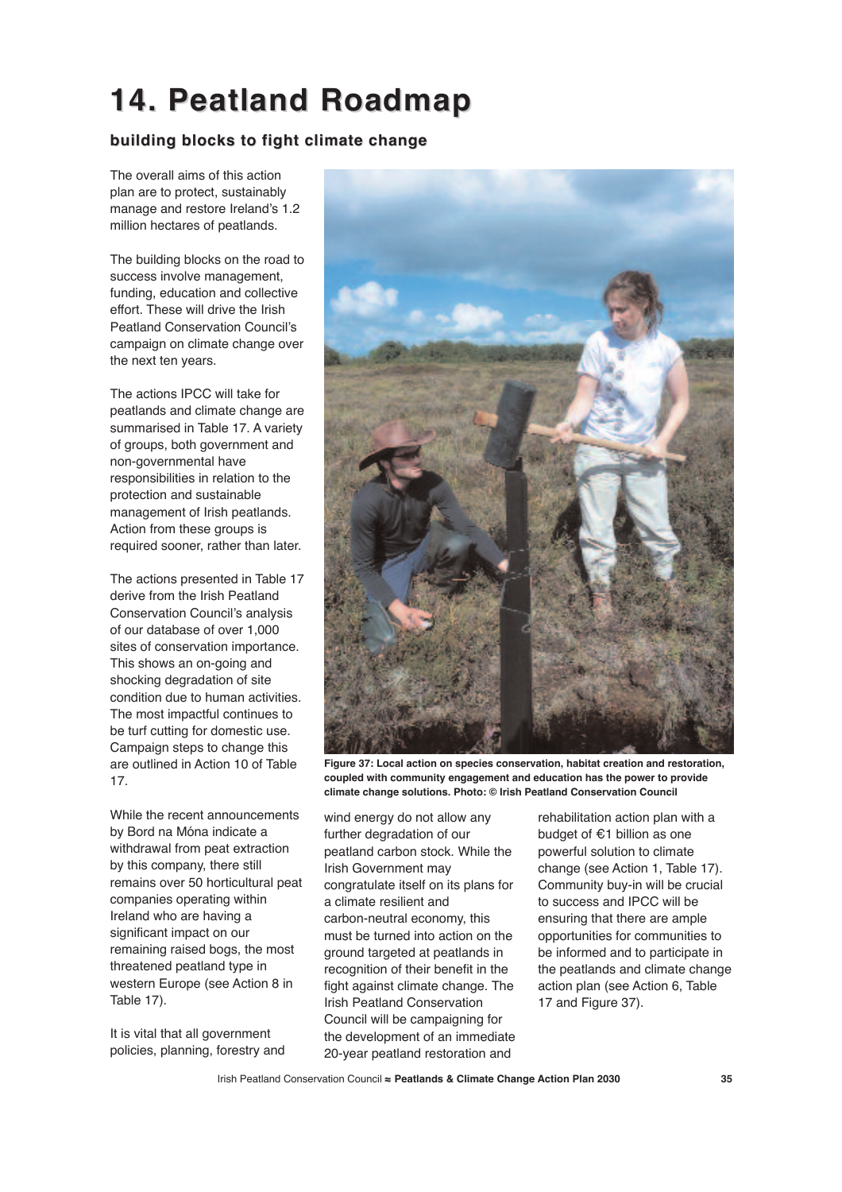# 14. Peatland Roadmap

## building blocks to fight climate change

The overall aims of this action plan are to protect, sustainably manage and restore Ireland's 1.2 million hectares of peatlands.

The building blocks on the road to success involve management, funding, education and collective effort. These will drive the Irish Peatland Conservation Council's campaign on climate change over the next ten years.

The actions IPCC will take for peatlands and climate change are summarised in Table 17. A variety of groups, both government and non-governmental have responsibilities in relation to the protection and sustainable management of Irish peatlands. Action from these groups is required sooner, rather than later.

The actions presented in Table 17 derive from the Irish Peatland Conservation Council's analysis of our database of over 1,000 sites of conservation importance. This shows an on-going and shocking degradation of site condition due to human activities. The most impactful continues to be turf cutting for domestic use. Campaign steps to change this are outlined in Action 10 of Table 17.

While the recent announcements by Bord na Móna indicate a withdrawal from peat extraction by this company, there still remains over 50 horticultural peat companies operating within Ireland who are having a significant impact on our remaining raised bogs, the most threatened peatland type in western Europe (see Action 8 in Table 17).

It is vital that all government policies, planning, forestry and wind energy do not allow any further degradation of our peatland carbon stock. While the Irish Government may congratulate itself on its plans for a climate resilient and carbon-neutral economy, this must be turned into action on the ground targeted at peatlands in recognition of their benefit in the fight against climate change. The Irish Peatland Conservation Council will be campaigning for the development of an immediate 20-year peatland restoration and rehabilitation action plan with a budget of €1 billion as one powerful solution to climate change (see Action 1, Table 17). Community buy-in will be crucial to success and IPCC will be ensuring that there are ample opportunities for communities to be informed and to participate in the peatlands and climate change action plan (see Action 6, Table 17 and Figure 37).

**Figure 37: Local action on species conservation, habitat creation and restoration, coupled with community engagement and education has the power to provide climate change solutions. Photo: © Irish Peatland Conservation Council**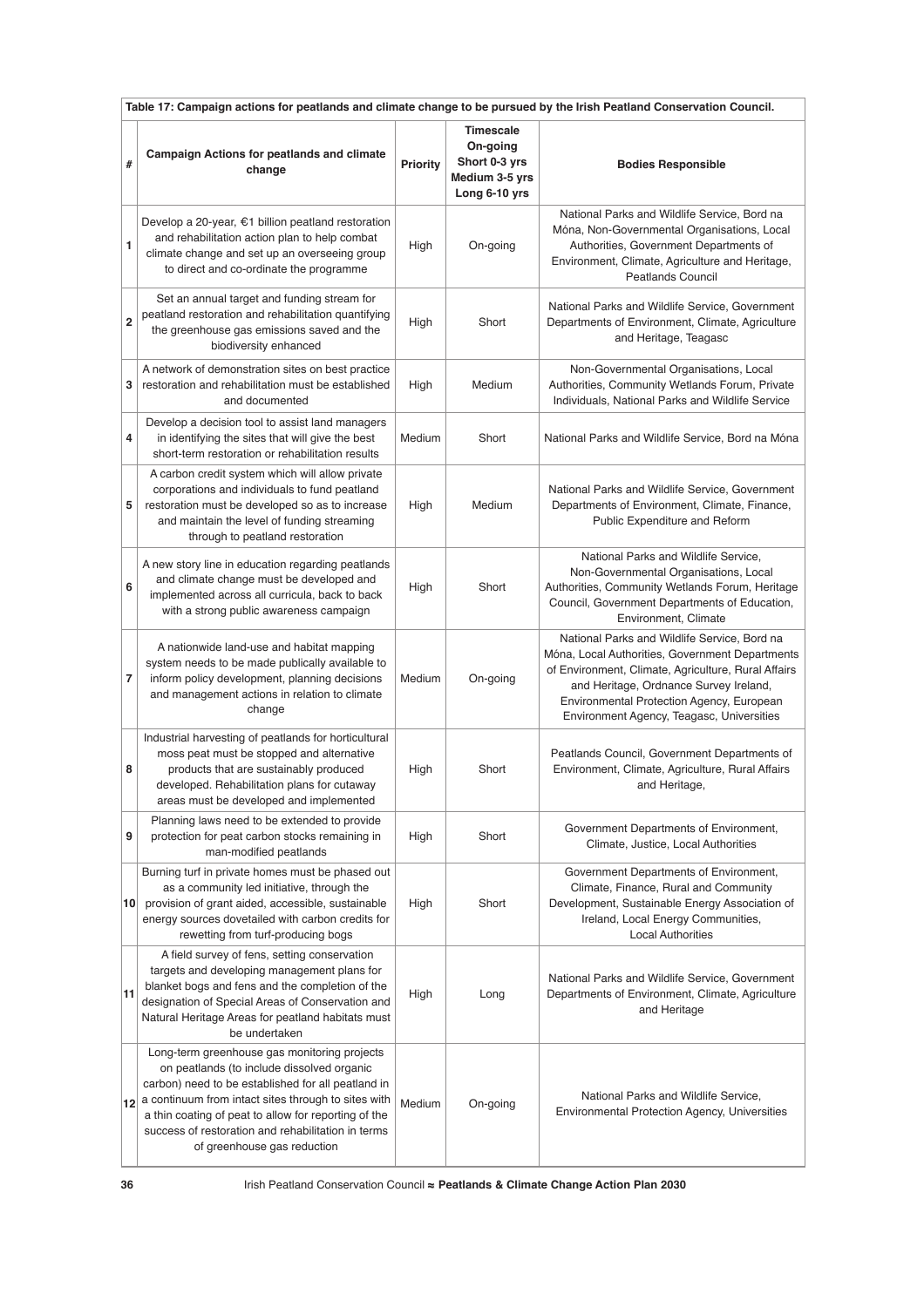**Table 17: Campaign actions for peatlands and climate change to be pursued by the Irish Peatland Conservation Council.**

| # | Campaign Actions for peatlands and climate change | Priority | Timescale On-going Short 0-3 yrs Medium 3-5 yrs Long 6-10 yrs | Bodies Responsible |
|---|---|---|---|---|
| 1 | Develop a 20-year, €1 billion peatland restoration and rehabilitation action plan to help combat climate change and set up an overseeing group to direct and co-ordinate the programme | High | On-going | National Parks and Wildlife Service, Bord na Móna, Non-Governmental Organisations, Local Authorities, Government Departments of Environment, Climate, Agriculture and Heritage, Peatlands Council |
| 2 | Set an annual target and funding stream for peatland restoration and rehabilitation quantifying the greenhouse gas emissions saved and the biodiversity enhanced | High | Short | National Parks and Wildlife Service, Government Departments of Environment, Climate, Agriculture and Heritage, Teagasc |
| 3 | A network of demonstration sites on best practice restoration and rehabilitation must be established and documented | High | Medium | Non-Governmental Organisations, Local Authorities, Community Wetlands Forum, Private Individuals, National Parks and Wildlife Service |
| 4 | Develop a decision tool to assist land managers in identifying the sites that will give the best short-term restoration or rehabilitation results | Medium | Short | National Parks and Wildlife Service, Bord na Móna |
| 5 | A carbon credit system which will allow private corporations and individuals to fund peatland restoration must be developed so as to increase and maintain the level of funding streaming through to peatland restoration | High | Medium | National Parks and Wildlife Service, Government Departments of Environment, Climate, Finance, Public Expenditure and Reform |
| 6 | A new story line in education regarding peatlands and climate change must be developed and implemented across all curricula, back to back with a strong public awareness campaign | High | Short | National Parks and Wildlife Service, Non-Governmental Organisations, Local Authorities, Community Wetlands Forum, Heritage Council, Government Departments of Education, Environment, Climate |
| 7 | A nationwide land-use and habitat mapping system needs to be made publically available to inform policy development, planning decisions and management actions in relation to climate change | Medium | On-going | National Parks and Wildlife Service, Bord na Móna, Local Authorities, Government Departments of Environment, Climate, Agriculture, Rural Affairs and Heritage, Ordnance Survey Ireland, Environmental Protection Agency, European Environment Agency, Teagasc, Universities |
| 8 | Industrial harvesting of peatlands for horticultural moss peat must be stopped and alternative products that are sustainably produced developed. Rehabilitation plans for cutaway areas must be developed and implemented | High | Short | Peatlands Council, Government Departments of Environment, Climate, Agriculture, Rural Affairs and Heritage, |
| 9 | Planning laws need to be extended to provide protection for peat carbon stocks remaining in man-modified peatlands | High | Short | Government Departments of Environment, Climate, Justice, Local Authorities |
| 10 | Burning turf in private homes must be phased out as a community led initiative, through the provision of grant aided, accessible, sustainable energy sources dovetailed with carbon credits for rewetting from turf-producing bogs | High | Short | Government Departments of Environment, Climate, Finance, Rural and Community Development, Sustainable Energy Association of Ireland, Local Energy Communities, Local Authorities |
| 11 | A field survey of fens, setting conservation targets and developing management plans for blanket bogs and fens and the completion of the designation of Special Areas of Conservation and Natural Heritage Areas for peatland habitats must be undertaken | High | Long | National Parks and Wildlife Service, Government Departments of Environment, Climate, Agriculture and Heritage |
| 12 | Long-term greenhouse gas monitoring projects on peatlands (to include dissolved organic carbon) need to be established for all peatland in a continuum from intact sites through to sites with a thin coating of peat to allow for reporting of the success of restoration and rehabilitation in terms of greenhouse gas reduction | Medium | On-going | National Parks and Wildlife Service, Environmental Protection Agency, Universities |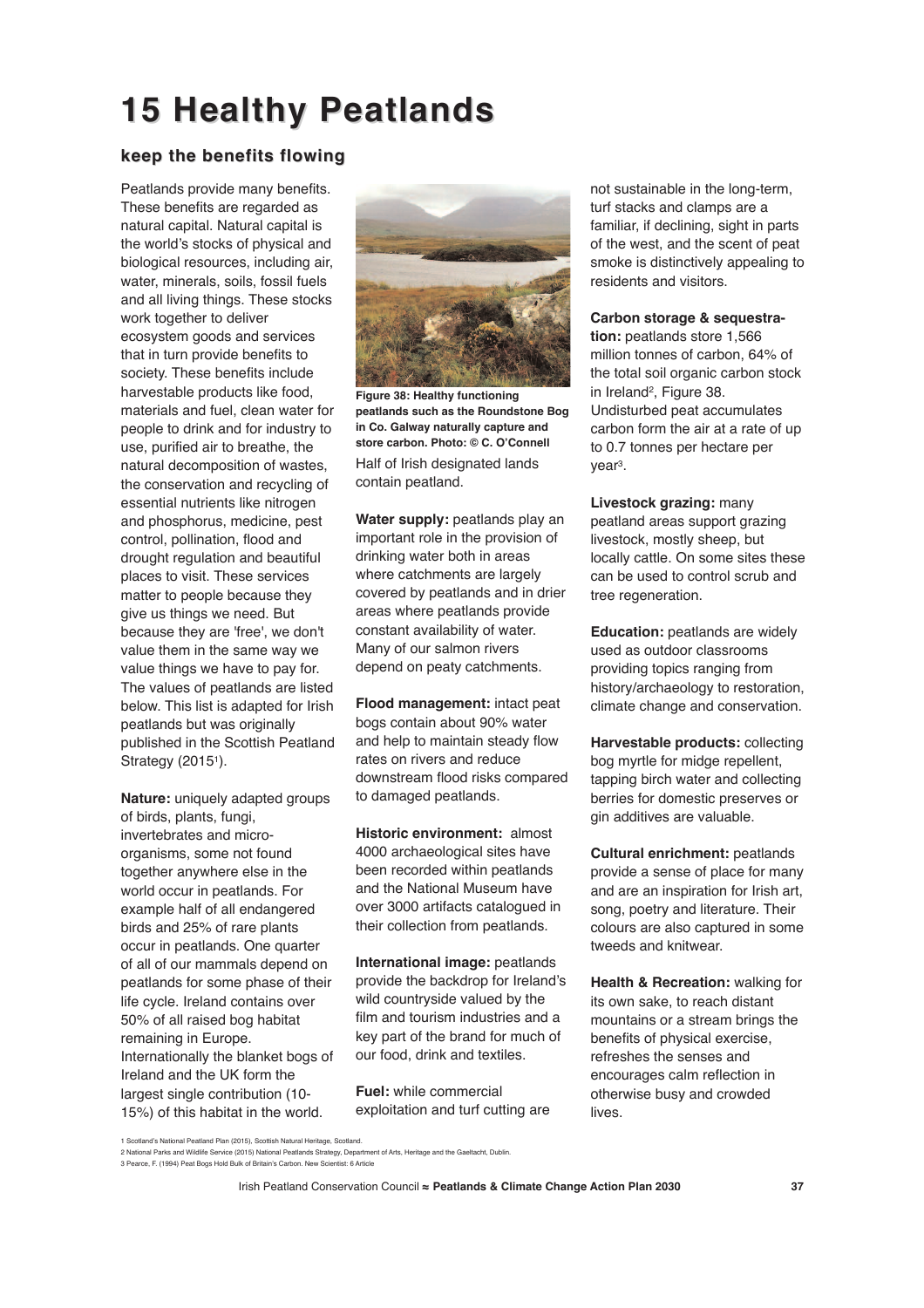# 15 Healthy Peatlands

### keep the benefits flowing

Peatlands provide many benefits. These benefits are regarded as natural capital. Natural capital is the world's stocks of physical and biological resources, including air, water, minerals, soils, fossil fuels and all living things. These stocks work together to deliver ecosystem goods and services that in turn provide benefits to society. These benefits include harvestable products like food, materials and fuel, clean water for people to drink and for industry to use, purified air to breathe, the natural decomposition of wastes, the conservation and recycling of essential nutrients like nitrogen and phosphorus, medicine, pest control, pollination, flood and drought regulation and beautiful places to visit. These services matter to people because they give us things we need. But because they are 'free', we don't value them in the same way we value things we have to pay for. The values of peatlands are listed below. This list is adapted for Irish peatlands but was originally published in the Scottish Peatland Strategy (2015[1]).

**Nature:** uniquely adapted groups of birds, plants, fungi, invertebrates and micro-organisms, some not found together anywhere else in the world occur in peatlands. For example half of all endangered birds and 25% of rare plants occur in peatlands. One quarter of all of our mammals depend on peatlands for some phase of their life cycle. Ireland contains over 50% of all raised bog habitat remaining in Europe. Internationally the blanket bogs of Ireland and the UK form the largest single contribution (10-15%) of this habitat in the world.

**Figure 38: Healthy functioning peatlands such as the Roundstone Bog in Co. Galway naturally capture and store carbon. Photo: © C. O'Connell**

Half of Irish designated lands contain peatland.

**Water supply:** peatlands play an important role in the provision of drinking water both in areas where catchments are largely covered by peatlands and in drier areas where peatlands provide constant availability of water. Many of our salmon rivers depend on peaty catchments.

**Flood management:** intact peat bogs contain about 90% water and help to maintain steady flow rates on rivers and reduce downstream flood risks compared to damaged peatlands.

**Historic environment:** almost 4000 archaeological sites have been recorded within peatlands and the National Museum have over 3000 artifacts catalogued in their collection from peatlands.

**International image:** peatlands provide the backdrop for Ireland's wild countryside valued by the film and tourism industries and a key part of the brand for much of our food, drink and textiles.

**Fuel:** while commercial exploitation and turf cutting are not sustainable in the long-term, turf stacks and clamps are a familiar, if declining, sight in parts of the west, and the scent of peat smoke is distinctively appealing to residents and visitors.

**Carbon storage & sequestration:** peatlands store 1,566 million tonnes of carbon, 64% of the total soil organic carbon stock in Ireland[2], Figure 38. Undisturbed peat accumulates carbon form the air at a rate of up to 0.7 tonnes per hectare per year[3].

**Livestock grazing:** many peatland areas support grazing livestock, mostly sheep, but locally cattle. On some sites these can be used to control scrub and tree regeneration.

**Education:** peatlands are widely used as outdoor classrooms providing topics ranging from history/archaeology to restoration, climate change and conservation.

**Harvestable products:** collecting bog myrtle for midge repellent, tapping birch water and collecting berries for domestic preserves or gin additives are valuable.

**Cultural enrichment:** peatlands provide a sense of place for many and are an inspiration for Irish art, song, poetry and literature. Their colours are also captured in some tweeds and knitwear.

**Health & Recreation:** walking for its own sake, to reach distant mountains or a stream brings the benefits of physical exercise, refreshes the senses and encourages calm reflection in otherwise busy and crowded lives.

---

1 Scotland's National Peatland Plan (2015), Scottish Natural Heritage, Scotland.
2 National Parks and Wildlife Service (2015) National Peatlands Strategy, Department of Arts, Heritage and the Gaeltacht, Dublin.
3 Pearce, F. (1994) Peat Bogs Hold Bulk of Britain's Carbon. New Scientist: 6 Article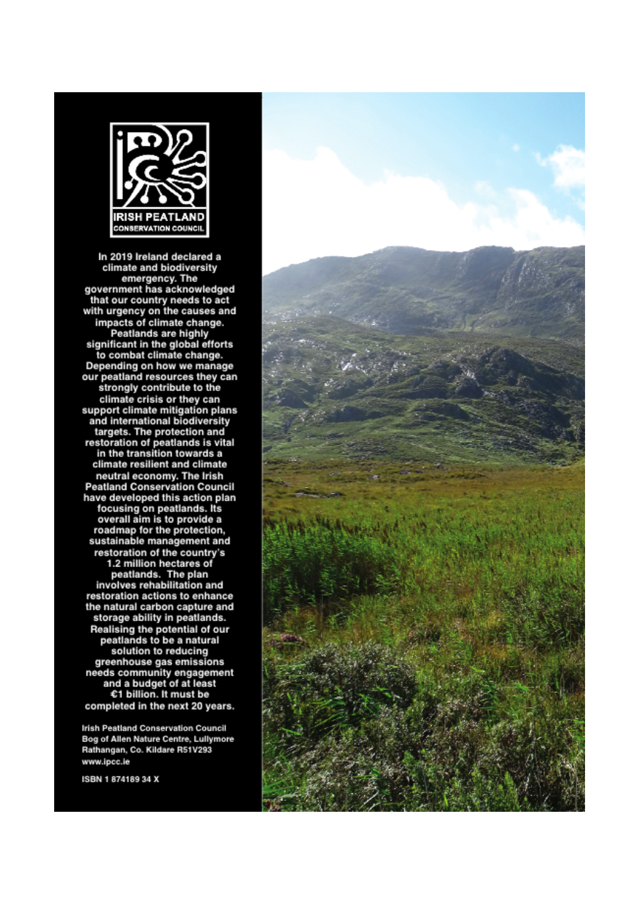IRISH PEATLAND
CONSERVATION COUNCIL

In 2019 Ireland declared a climate and biodiversity emergency. The government has acknowledged that our country needs to act with urgency on the causes and impacts of climate change. Peatlands are highly significant in the global efforts to combat climate change. Depending on how we manage our peatland resources they can strongly contribute to the climate crisis or they can support climate mitigation plans and international biodiversity targets. The protection and restoration of peatlands is vital in the transition towards a climate resilient and climate neutral economy. The Irish Peatland Conservation Council have developed this action plan focusing on peatlands. Its overall aim is to provide a roadmap for the protection, sustainable management and restoration of the country's 1.2 million hectares of peatlands. The plan involves rehabilitation and restoration actions to enhance the natural carbon capture and storage ability in peatlands. Realising the potential of our peatlands to be a natural solution to reducing greenhouse gas emissions needs community engagement and a budget of at least €1 billion. It must be completed in the next 20 years.

Irish Peatland Conservation Council
Bog of Allen Nature Centre, Lullymore
Rathangan, Co. Kildare R51V293
www.ipcc.ie

ISBN 1 874189 34 X